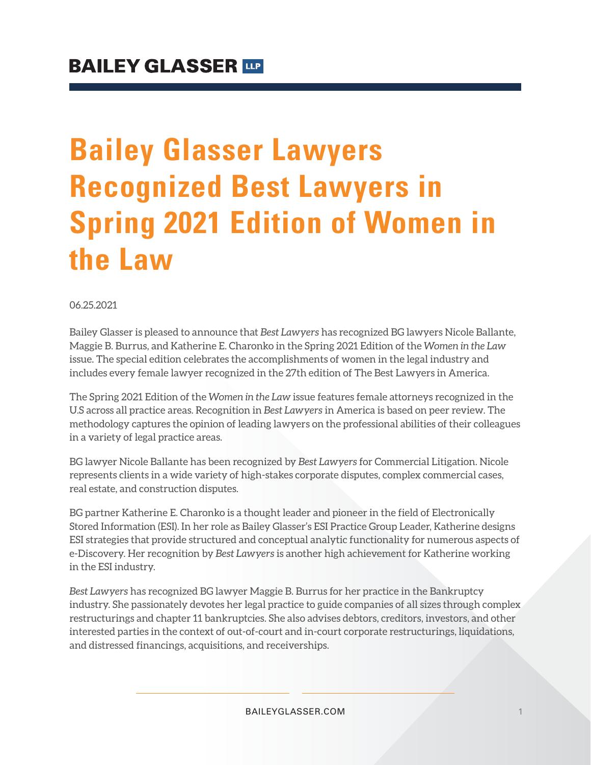# Bailey Glasser Lawyers Recognized Best Lawyers in Spring 2021 Edition of Women in the Law

06.25.2021

Bailey Glasser is pleased to announce that *Best Lawyers* has recognized BG lawyers Nicole Ballante, Maggie B. Burrus, and Katherine E. Charonko in the Spring 2021 Edition of the *Women in the Law* issue. The special edition celebrates the accomplishments of women in the legal industry and includes every female lawyer recognized in the 27th edition of The Best Lawyers in America.

The Spring 2021 Edition of the *Women in the Law* issue features female attorneys recognized in the U.S across all practice areas. Recognition in *Best Lawyers* in America is based on peer review. The methodology captures the opinion of leading lawyers on the professional abilities of their colleagues in a variety of legal practice areas.

BG lawyer Nicole Ballante has been recognized by *Best Lawyers* for Commercial Litigation. Nicole represents clients in a wide variety of high-stakes corporate disputes, complex commercial cases, real estate, and construction disputes.

BG partner Katherine E. Charonko is a thought leader and pioneer in the field of Electronically Stored Information (ESI). In her role as Bailey Glasser's ESI Practice Group Leader, Katherine designs ESI strategies that provide structured and conceptual analytic functionality for numerous aspects of e-Discovery. Her recognition by *Best Lawyers* is another high achievement for Katherine working in the ESI industry.

*Best Lawyers* has recognized BG lawyer Maggie B. Burrus for her practice in the Bankruptcy industry. She passionately devotes her legal practice to guide companies of all sizes through complex restructurings and chapter 11 bankruptcies. She also advises debtors, creditors, investors, and other interested parties in the context of out-of-court and in-court corporate restructurings, liquidations, and distressed financings, acquisitions, and receiverships.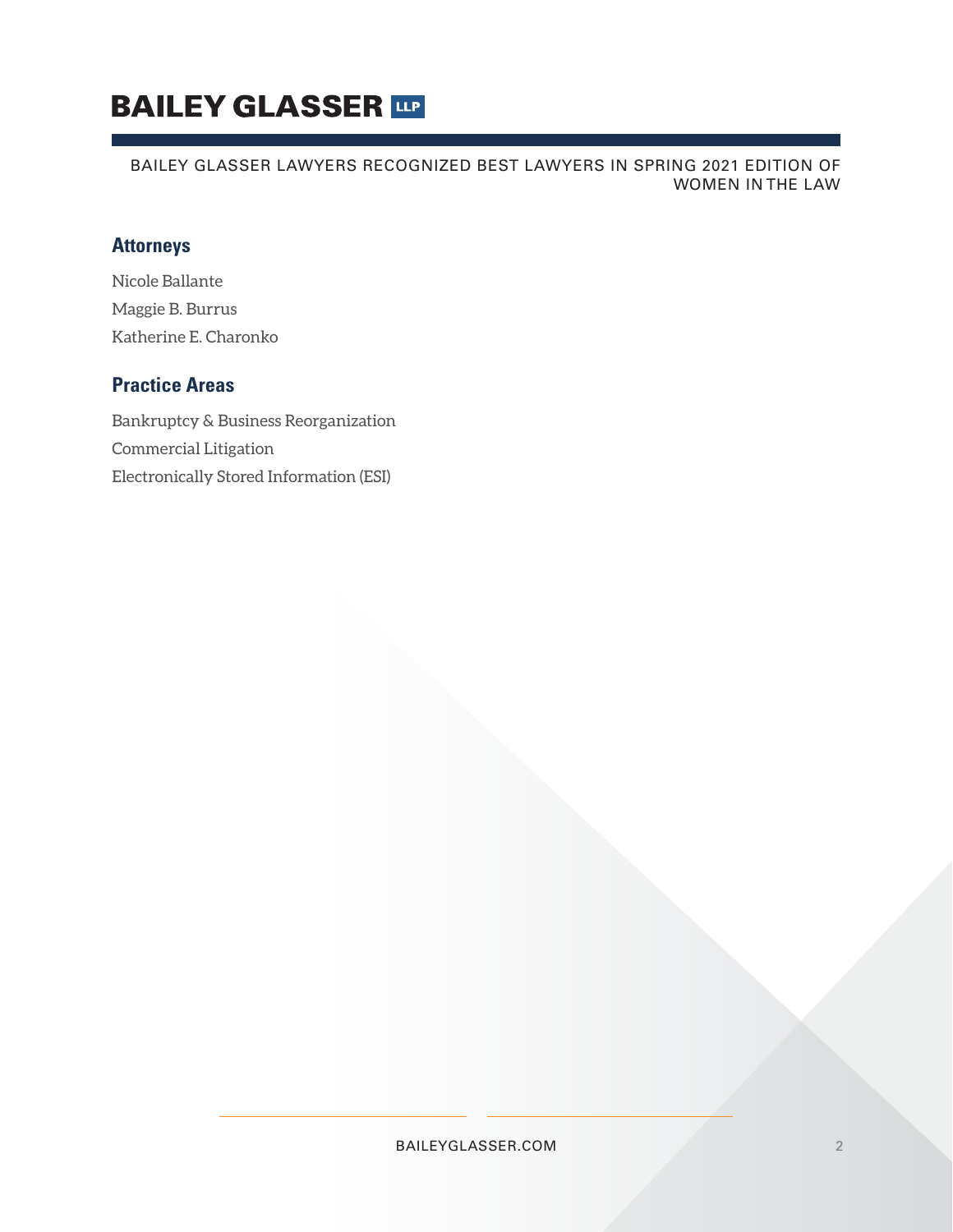## Attorneys

Nicole Ballante

Maggie B. Burrus

Katherine E. Charonko

## Practice Areas

Bankruptcy & Business Reorganization

Commercial Litigation

Electronically Stored Information (ESI)